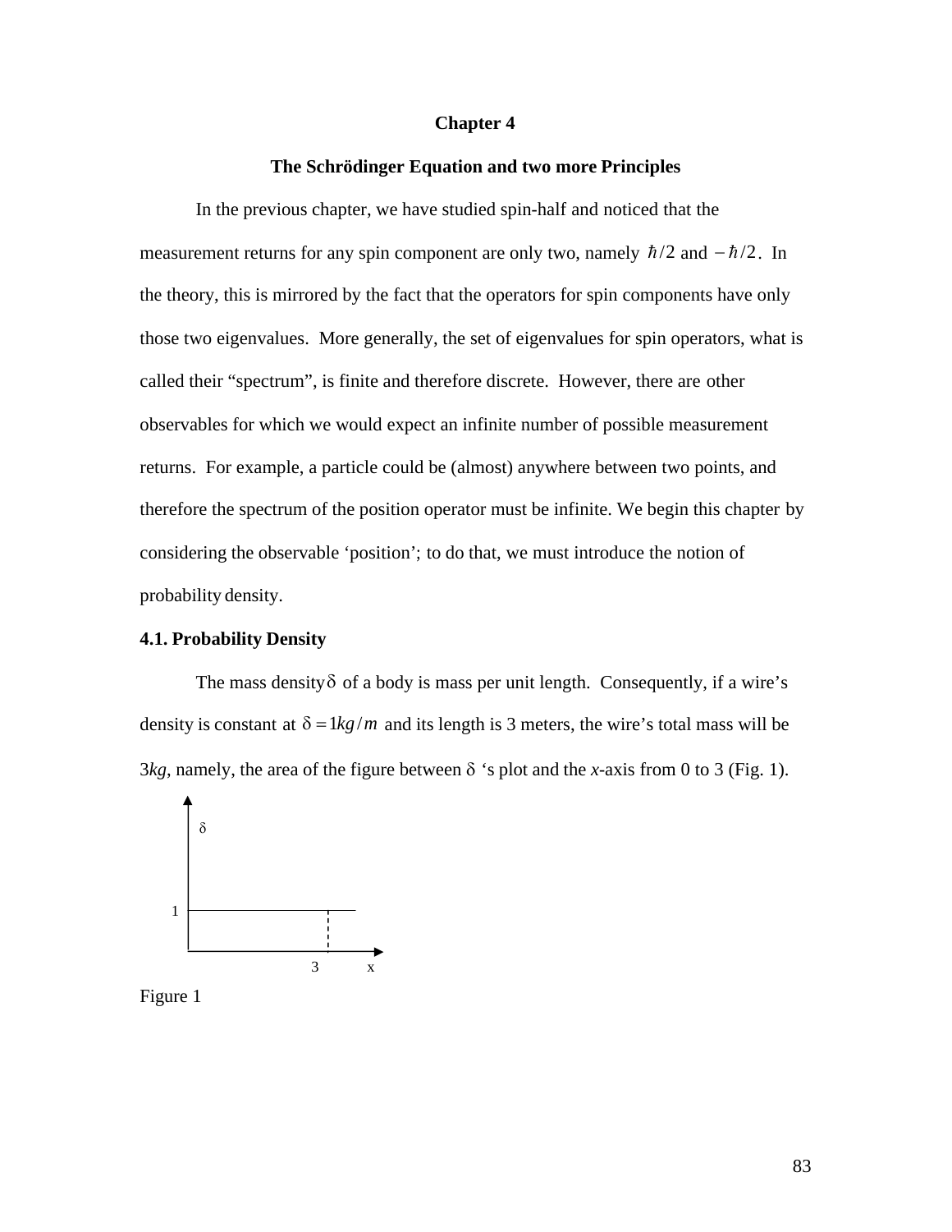# Chapter 4

## The Schrödinger Equation and two more Principles

In the previous chapter, we have studied spin-half and noticed that the measurement returns for any spin component are only two, namely $\hbar/2$ and $-\hbar/2$. In the theory, this is mirrored by the fact that the operators for spin components have only those two eigenvalues. More generally, the set of eigenvalues for spin operators, what is called their "spectrum", is finite and therefore discrete. However, there are other observables for which we would expect an infinite number of possible measurement returns. For example, a particle could be (almost) anywhere between two points, and therefore the spectrum of the position operator must be infinite. We begin this chapter by considering the observable 'position'; to do that, we must introduce the notion of probability density.

### 4.1. Probability Density

The mass density $\delta$ of a body is mass per unit length. Consequently, if a wire's density is constant at $\delta = 1kg/m$ and its length is 3 meters, the wire's total mass will be $3kg$, namely, the area of the figure between $\delta$ 's plot and the *x*-axis from 0 to 3 (Fig. 1).

Figure 1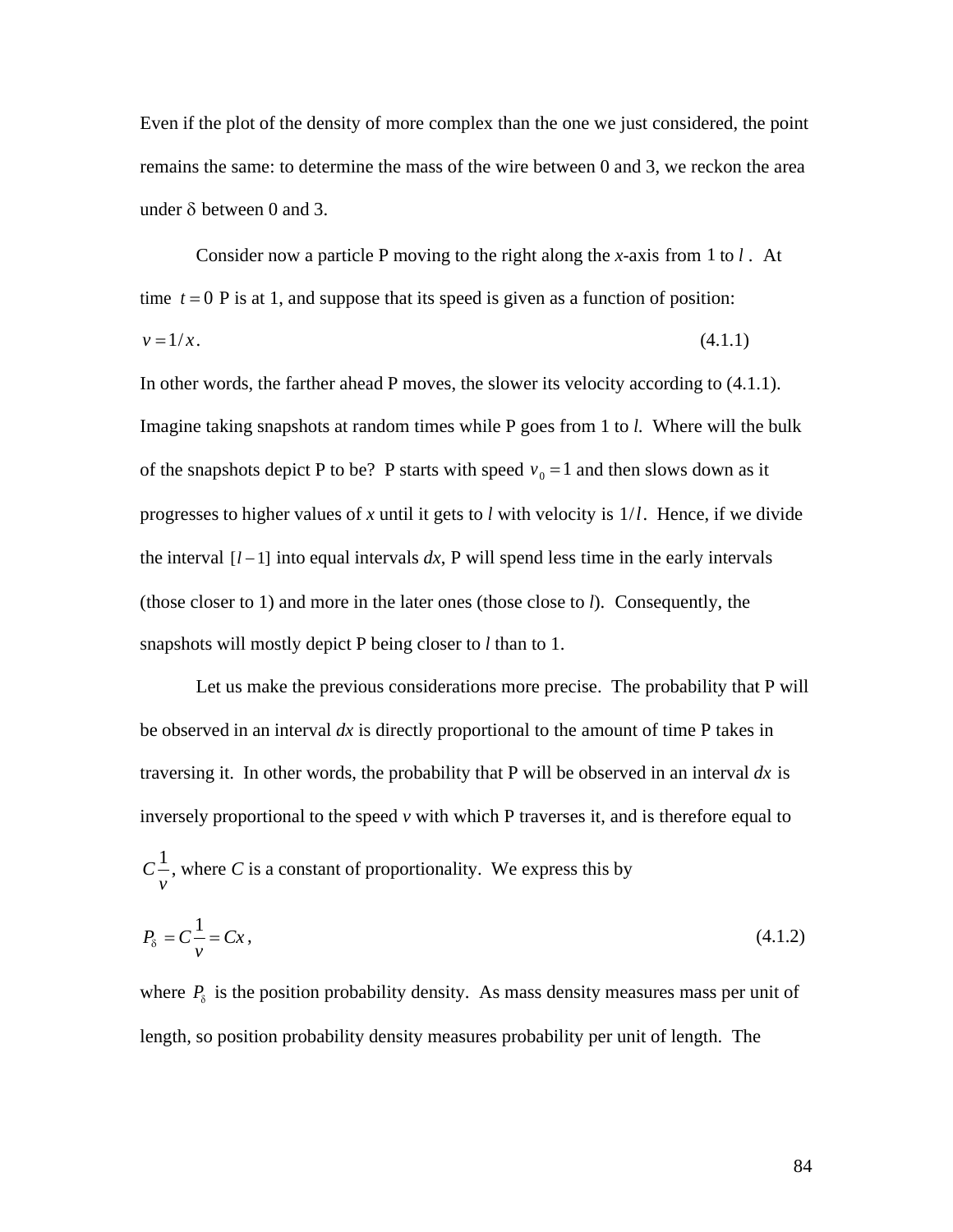Even if the plot of the density of more complex than the one we just considered, the point remains the same: to determine the mass of the wire between 0 and 3, we reckon the area under δ between 0 and 3.

Consider now a particle P moving to the right along the *x*-axis from 1 to $l$. At time $t = 0$ P is at 1, and suppose that its speed is given as a function of position:

$$v = 1/x. \tag{4.1.1}$$

In other words, the farther ahead P moves, the slower its velocity according to (4.1.1). Imagine taking snapshots at random times while P goes from 1 to *l*. Where will the bulk of the snapshots depict P to be? P starts with speed $v_0 = 1$ and then slows down as it progresses to higher values of *x* until it gets to *l* with velocity is $1/l$. Hence, if we divide the interval $[l-1]$ into equal intervals *dx*, P will spend less time in the early intervals (those closer to 1) and more in the later ones (those close to *l*). Consequently, the snapshots will mostly depict P being closer to *l* than to 1.

Let us make the previous considerations more precise. The probability that P will be observed in an interval *dx* is directly proportional to the amount of time P takes in traversing it. In other words, the probability that P will be observed in an interval *dx* is inversely proportional to the speed *v* with which P traverses it, and is therefore equal to $C\frac{1}{v}$, where *C* is a constant of proportionality. We express this by

$$P_\delta = C\frac{1}{v} = Cx, \tag{4.1.2}$$

where $P_\delta$ is the position probability density. As mass density measures mass per unit of length, so position probability density measures probability per unit of length. The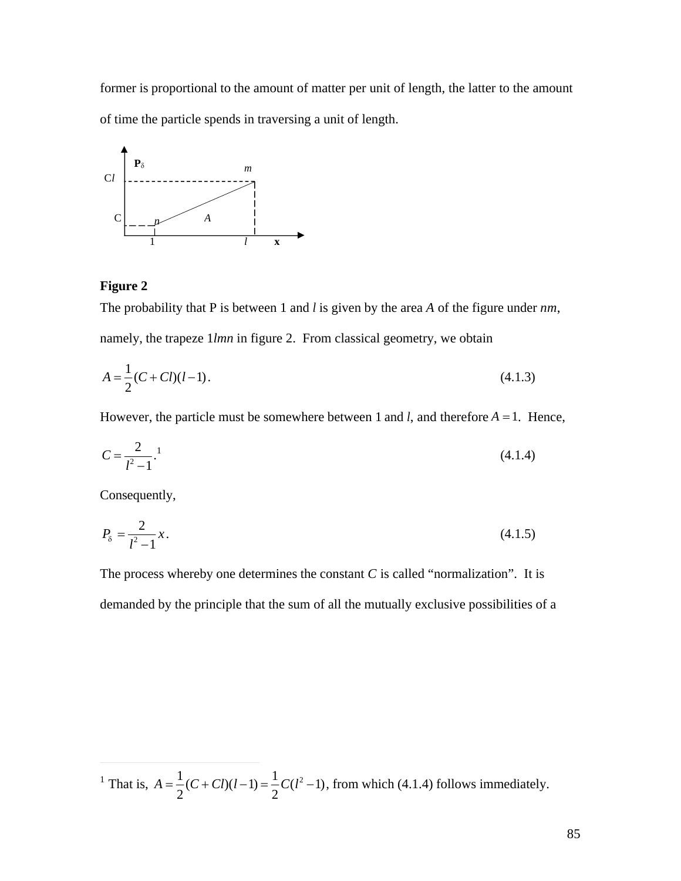former is proportional to the amount of matter per unit of length, the latter to the amount of time the particle spends in traversing a unit of length.

**Figure 2**

The probability that P is between 1 and *l* is given by the area *A* of the figure under *nm*, namely, the trapeze 1*lmn* in figure 2. From classical geometry, we obtain

$$A = \frac{1}{2}(C + Cl)(l - 1). \tag{4.1.3}$$

However, the particle must be somewhere between 1 and *l*, and therefore $A = 1$. Hence,

$$C = \frac{2}{l^2 - 1}.^{[1]} \tag{4.1.4}$$

Consequently,

$$P_\delta = \frac{2}{l^2 - 1}x. \tag{4.1.5}$$

The process whereby one determines the constant *C* is called "normalization". It is demanded by the principle that the sum of all the mutually exclusive possibilities of a

---

[1] That is, $A = \frac{1}{2}(C + Cl)(l - 1) = \frac{1}{2}C(l^2 - 1)$, from which (4.1.4) follows immediately.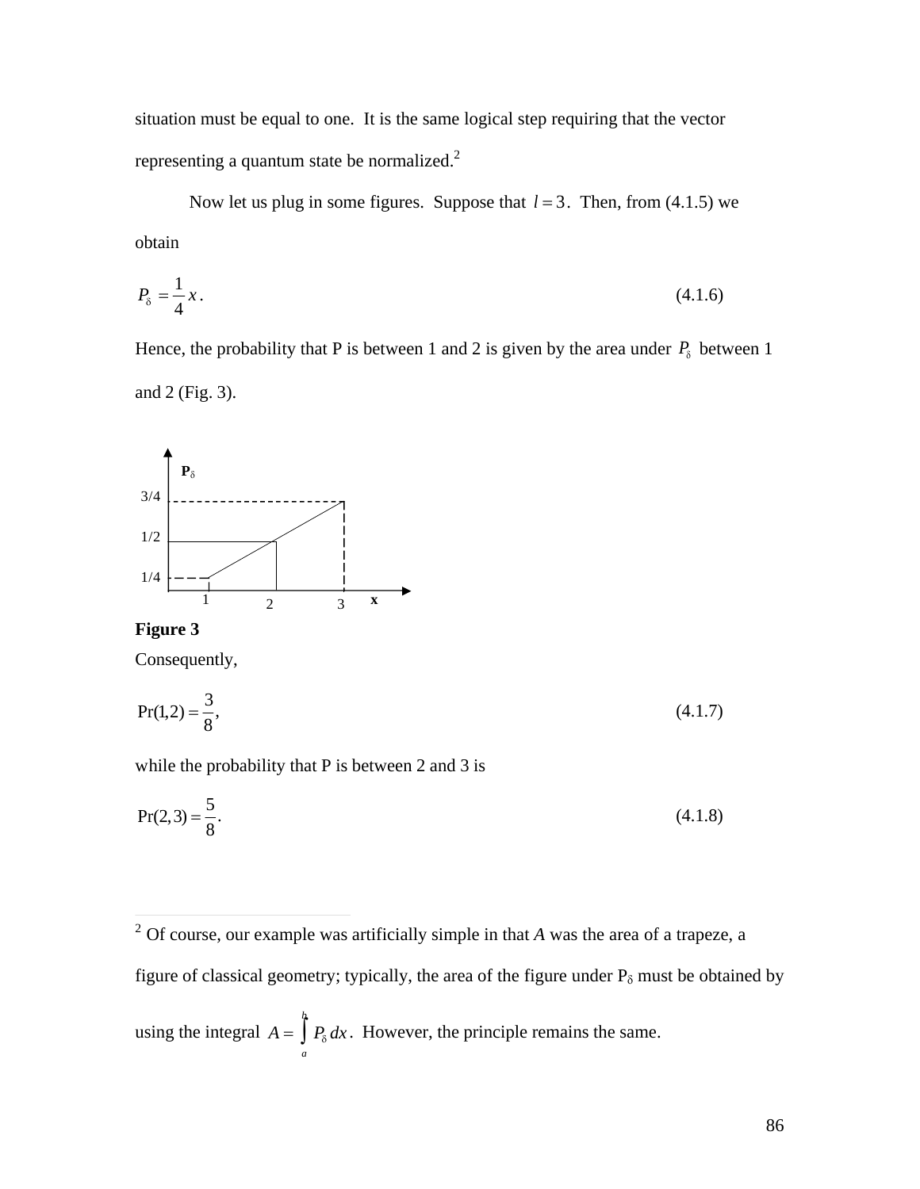situation must be equal to one. It is the same logical step requiring that the vector representing a quantum state be normalized.[2]

Now let us plug in some figures. Suppose that $l = 3$. Then, from (4.1.5) we obtain

$$P_\delta = \frac{1}{4}x. \tag{4.1.6}$$

Hence, the probability that P is between 1 and 2 is given by the area under $P_\delta$ between 1 and 2 (Fig. 3).

**Figure 3**

Consequently,

$$\Pr(1,2) = \frac{3}{8}, \tag{4.1.7}$$

while the probability that P is between 2 and 3 is

$$\Pr(2,3) = \frac{5}{8}. \tag{4.1.8}$$

---

[2] Of course, our example was artificially simple in that $A$ was the area of a trapeze, a figure of classical geometry; typically, the area of the figure under $P_\delta$ must be obtained by using the integral $A = \int_a^b P_\delta \, dx$. However, the principle remains the same.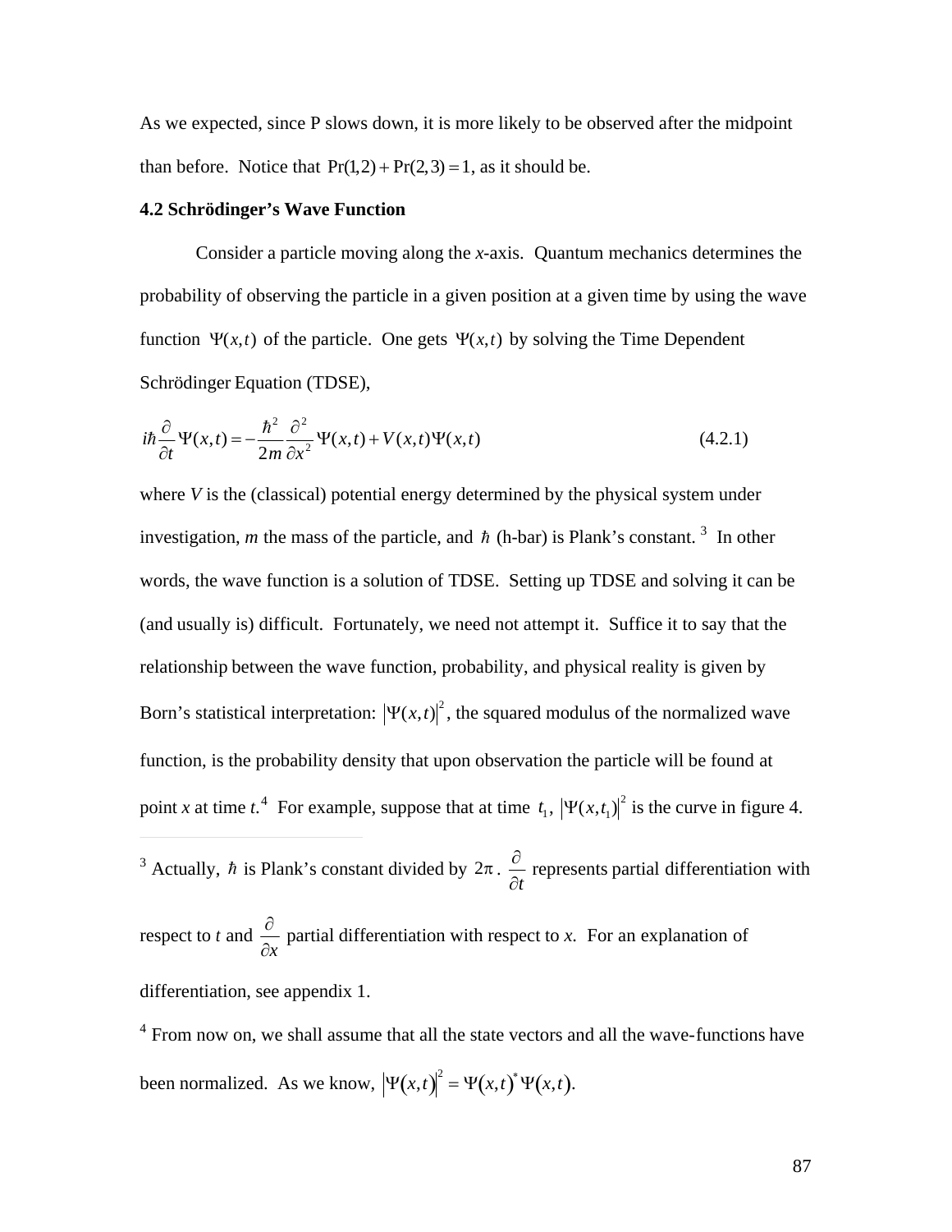As we expected, since P slows down, it is more likely to be observed after the midpoint than before. Notice that $\Pr(1,2) + \Pr(2,3) = 1$, as it should be.

### 4.2 Schrödinger's Wave Function

Consider a particle moving along the *x*-axis. Quantum mechanics determines the probability of observing the particle in a given position at a given time by using the wave function $\Psi(x,t)$ of the particle. One gets $\Psi(x,t)$ by solving the Time Dependent Schrödinger Equation (TDSE),

$$i\hbar \frac{\partial}{\partial t}\Psi(x,t) = -\frac{\hbar^2}{2m}\frac{\partial^2}{\partial x^2}\Psi(x,t) + V(x,t)\Psi(x,t) \tag{4.2.1}$$

where *V* is the (classical) potential energy determined by the physical system under investigation, *m* the mass of the particle, and $\hbar$ (h-bar) is Plank's constant.[3] In other words, the wave function is a solution of TDSE. Setting up TDSE and solving it can be (and usually is) difficult. Fortunately, we need not attempt it. Suffice it to say that the relationship between the wave function, probability, and physical reality is given by Born's statistical interpretation: $|\Psi(x,t)|^2$, the squared modulus of the normalized wave function, is the probability density that upon observation the particle will be found at point *x* at time *t*.[4] For example, suppose that at time $t_1$, $|\Psi(x,t_1)|^2$ is the curve in figure 4.

---

[3] Actually, $\hbar$ is Plank's constant divided by $2\pi$. $\frac{\partial}{\partial t}$ represents partial differentiation with respect to *t* and $\frac{\partial}{\partial x}$ partial differentiation with respect to *x*. For an explanation of differentiation, see appendix 1.

[4] From now on, we shall assume that all the state vectors and all the wave-functions have been normalized. As we know, $|\Psi(x,t)|^2 = \Psi(x,t)^* \Psi(x,t)$.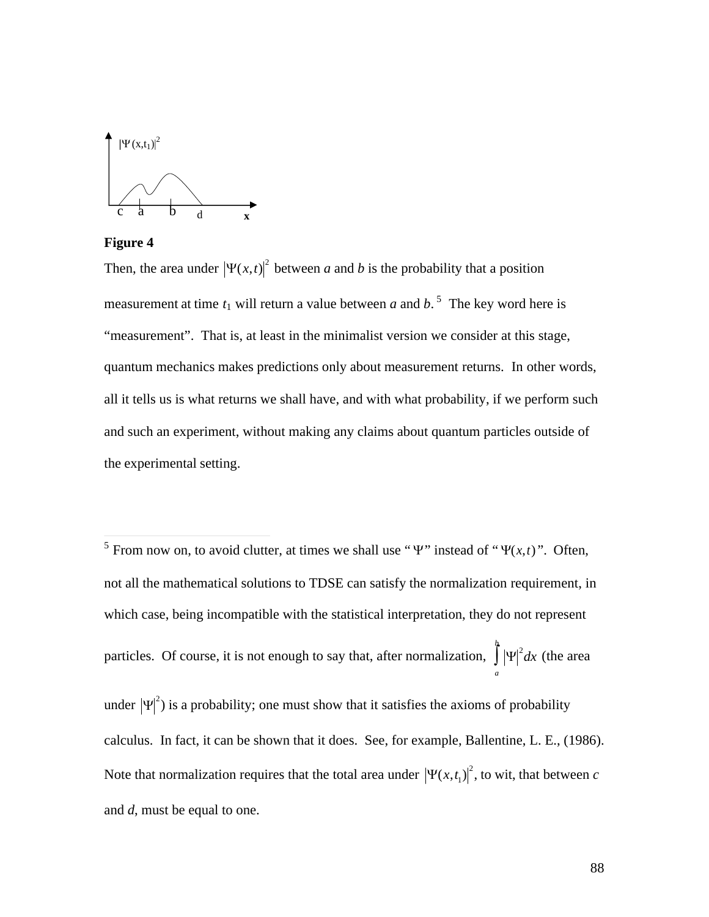**Figure 4**

Then, the area under $|\Psi(x,t)|^2$ between *a* and *b* is the probability that a position measurement at time $t_1$ will return a value between *a* and *b*.[5] The key word here is "measurement". That is, at least in the minimalist version we consider at this stage, quantum mechanics makes predictions only about measurement returns. In other words, all it tells us is what returns we shall have, and with what probability, if we perform such and such an experiment, without making any claims about quantum particles outside of the experimental setting.

---

[5] From now on, to avoid clutter, at times we shall use "$\Psi$" instead of "$\Psi(x,t)$". Often, not all the mathematical solutions to TDSE can satisfy the normalization requirement, in which case, being incompatible with the statistical interpretation, they do not represent particles. Of course, it is not enough to say that, after normalization, $\int_a^b |\Psi|^2 dx$ (the area under $|\Psi|^2$) is a probability; one must show that it satisfies the axioms of probability calculus. In fact, it can be shown that it does. See, for example, Ballentine, L. E., (1986). Note that normalization requires that the total area under $|\Psi(x,t_1)|^2$, to wit, that between *c* and *d*, must be equal to one.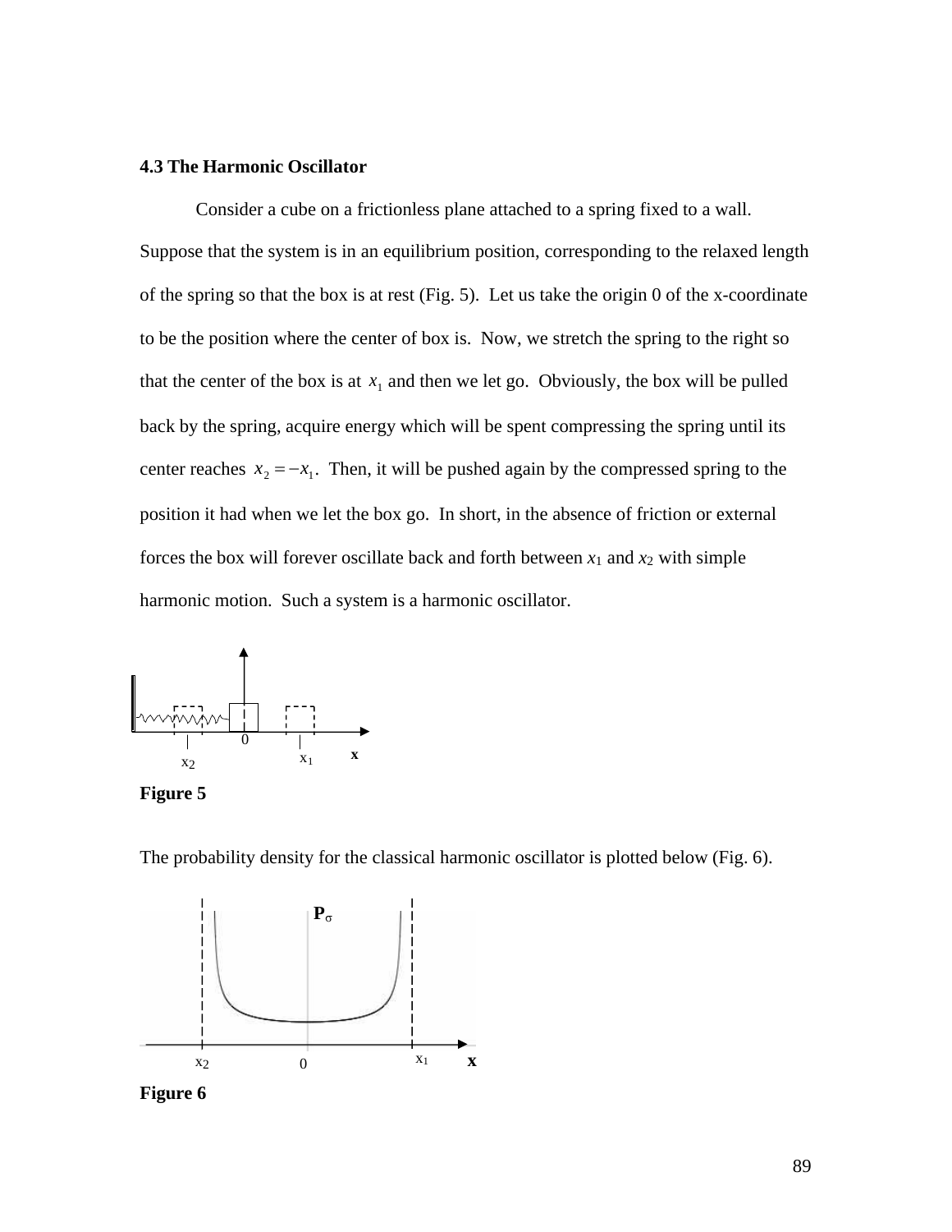### 4.3 The Harmonic Oscillator

Consider a cube on a frictionless plane attached to a spring fixed to a wall. Suppose that the system is in an equilibrium position, corresponding to the relaxed length of the spring so that the box is at rest (Fig. 5). Let us take the origin 0 of the x-coordinate to be the position where the center of box is. Now, we stretch the spring to the right so that the center of the box is at $x_1$ and then we let go. Obviously, the box will be pulled back by the spring, acquire energy which will be spent compressing the spring until its center reaches $x_2 = -x_1$. Then, it will be pushed again by the compressed spring to the position it had when we let the box go. In short, in the absence of friction or external forces the box will forever oscillate back and forth between $x_1$ and $x_2$ with simple harmonic motion. Such a system is a harmonic oscillator.

**Figure 5**

The probability density for the classical harmonic oscillator is plotted below (Fig. 6).

**Figure 6**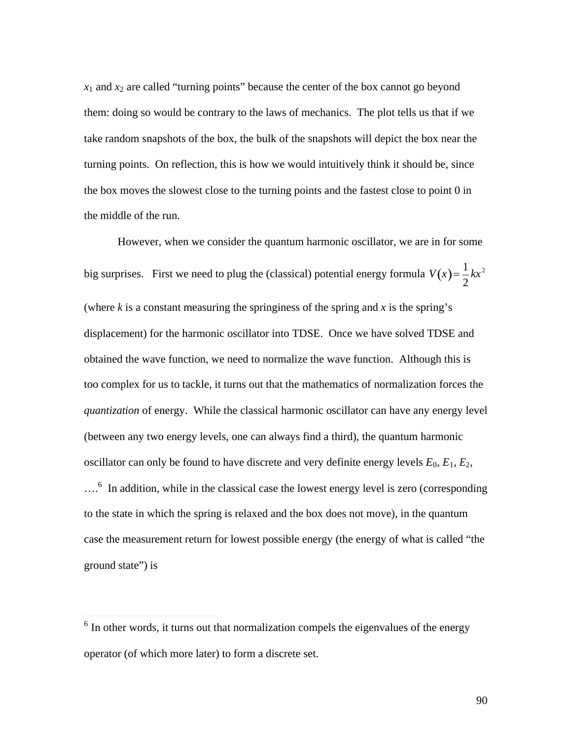$x_1$ and $x_2$ are called “turning points” because the center of the box cannot go beyond them: doing so would be contrary to the laws of mechanics. The plot tells us that if we take random snapshots of the box, the bulk of the snapshots will depict the box near the turning points. On reflection, this is how we would intuitively think it should be, since the box moves the slowest close to the turning points and the fastest close to point 0 in the middle of the run.

However, when we consider the quantum harmonic oscillator, we are in for some big surprises. First we need to plug the (classical) potential energy formula $V(x) = \frac{1}{2}kx^2$ (where $k$ is a constant measuring the springiness of the spring and $x$ is the spring's displacement) for the harmonic oscillator into TDSE. Once we have solved TDSE and obtained the wave function, we need to normalize the wave function. Although this is too complex for us to tackle, it turns out that the mathematics of normalization forces the *quantization* of energy. While the classical harmonic oscillator can have any energy level (between any two energy levels, one can always find a third), the quantum harmonic oscillator can only be found to have discrete and very definite energy levels $E_0$, $E_1$, $E_2$, ….[6] In addition, while in the classical case the lowest energy level is zero (corresponding to the state in which the spring is relaxed and the box does not move), in the quantum case the measurement return for lowest possible energy (the energy of what is called “the ground state”) is

---

[6] In other words, it turns out that normalization compels the eigenvalues of the energy operator (of which more later) to form a discrete set.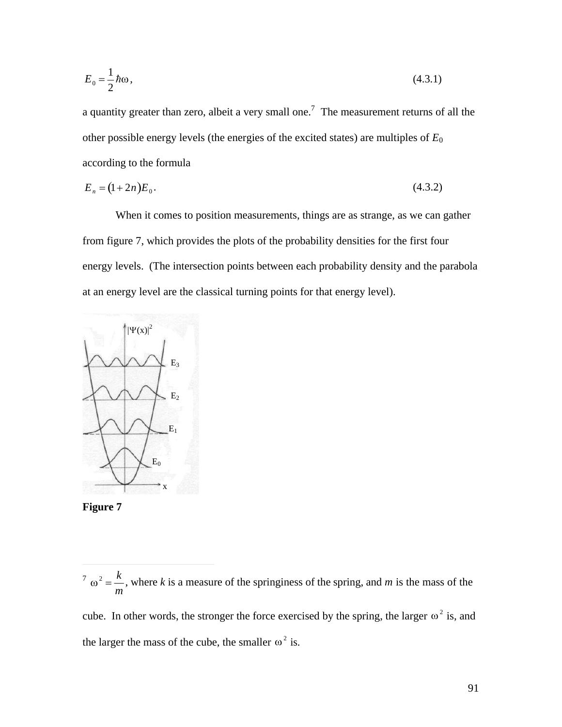$$E_0 = \frac{1}{2}\hbar\omega\,, \tag{4.3.1}$$

a quantity greater than zero, albeit a very small one.[7] The measurement returns of all the other possible energy levels (the energies of the excited states) are multiples of $E_0$ according to the formula

$$E_n = (1 + 2n)E_0\,. \tag{4.3.2}$$

When it comes to position measurements, things are as strange, as we can gather from figure 7, which provides the plots of the probability densities for the first four energy levels. (The intersection points between each probability density and the parabola at an energy level are the classical turning points for that energy level).

**Figure 7**

---

[7] $\omega^2 = \frac{k}{m}$, where *k* is a measure of the springiness of the spring, and *m* is the mass of the cube. In other words, the stronger the force exercised by the spring, the larger $\omega^2$ is, and the larger the mass of the cube, the smaller $\omega^2$ is.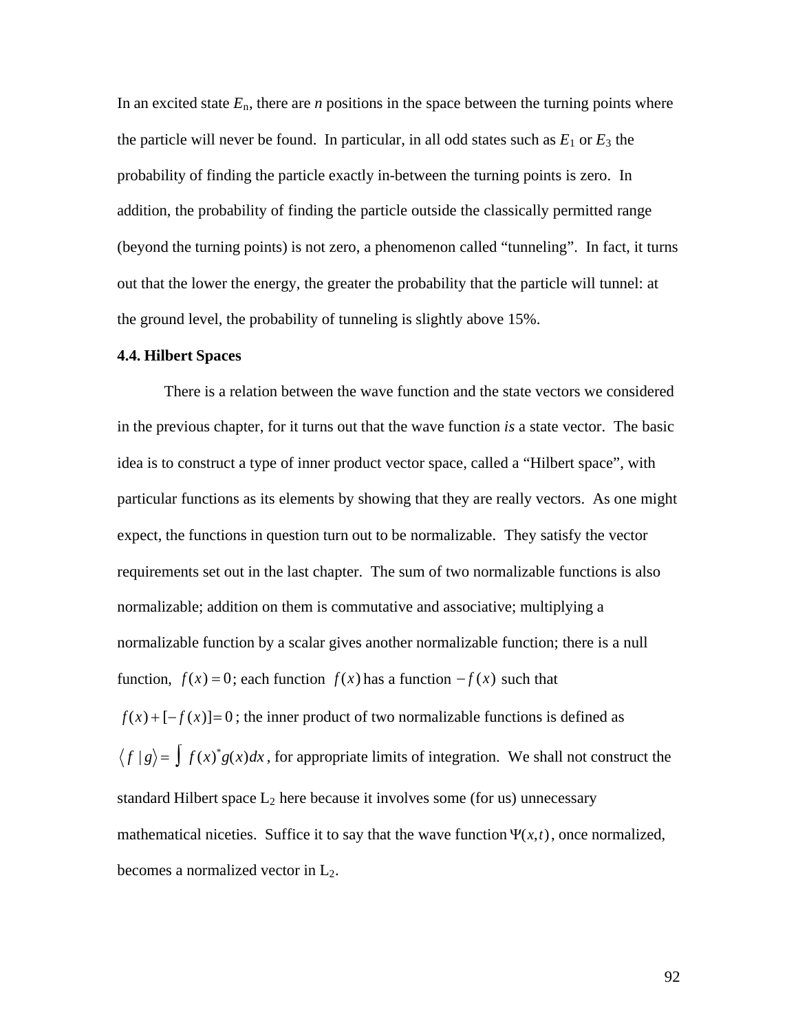In an excited state $E_n$, there are $n$ positions in the space between the turning points where the particle will never be found. In particular, in all odd states such as $E_1$ or $E_3$ the probability of finding the particle exactly in-between the turning points is zero. In addition, the probability of finding the particle outside the classically permitted range (beyond the turning points) is not zero, a phenomenon called "tunneling". In fact, it turns out that the lower the energy, the greater the probability that the particle will tunnel: at the ground level, the probability of tunneling is slightly above 15%.

**4.4. Hilbert Spaces**

There is a relation between the wave function and the state vectors we considered in the previous chapter, for it turns out that the wave function *is* a state vector. The basic idea is to construct a type of inner product vector space, called a "Hilbert space", with particular functions as its elements by showing that they are really vectors. As one might expect, the functions in question turn out to be normalizable. They satisfy the vector requirements set out in the last chapter. The sum of two normalizable functions is also normalizable; addition on them is commutative and associative; multiplying a normalizable function by a scalar gives another normalizable function; there is a null function, $f(x)=0$; each function $f(x)$ has a function $-f(x)$ such that $f(x)+[-f(x)]=0$; the inner product of two normalizable functions is defined as $\langle f \mid g \rangle = \int f(x)^* g(x)dx$, for appropriate limits of integration. We shall not construct the standard Hilbert space $L_2$ here because it involves some (for us) unnecessary mathematical niceties. Suffice it to say that the wave function $\Psi(x,t)$, once normalized, becomes a normalized vector in $L_2$.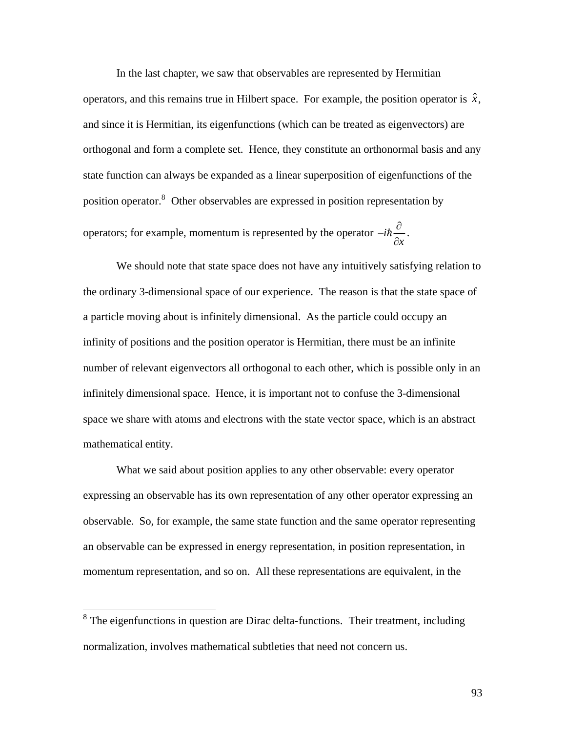In the last chapter, we saw that observables are represented by Hermitian operators, and this remains true in Hilbert space. For example, the position operator is $\hat{x}$, and since it is Hermitian, its eigenfunctions (which can be treated as eigenvectors) are orthogonal and form a complete set. Hence, they constitute an orthonormal basis and any state function can always be expanded as a linear superposition of eigenfunctions of the position operator.[8] Other observables are expressed in position representation by operators; for example, momentum is represented by the operator $-i\hbar\frac{\partial}{\partial x}$.

We should note that state space does not have any intuitively satisfying relation to the ordinary 3-dimensional space of our experience. The reason is that the state space of a particle moving about is infinitely dimensional. As the particle could occupy an infinity of positions and the position operator is Hermitian, there must be an infinite number of relevant eigenvectors all orthogonal to each other, which is possible only in an infinitely dimensional space. Hence, it is important not to confuse the 3-dimensional space we share with atoms and electrons with the state vector space, which is an abstract mathematical entity.

What we said about position applies to any other observable: every operator expressing an observable has its own representation of any other operator expressing an observable. So, for example, the same state function and the same operator representing an observable can be expressed in energy representation, in position representation, in momentum representation, and so on. All these representations are equivalent, in the

---

[8] The eigenfunctions in question are Dirac delta-functions. Their treatment, including normalization, involves mathematical subtleties that need not concern us.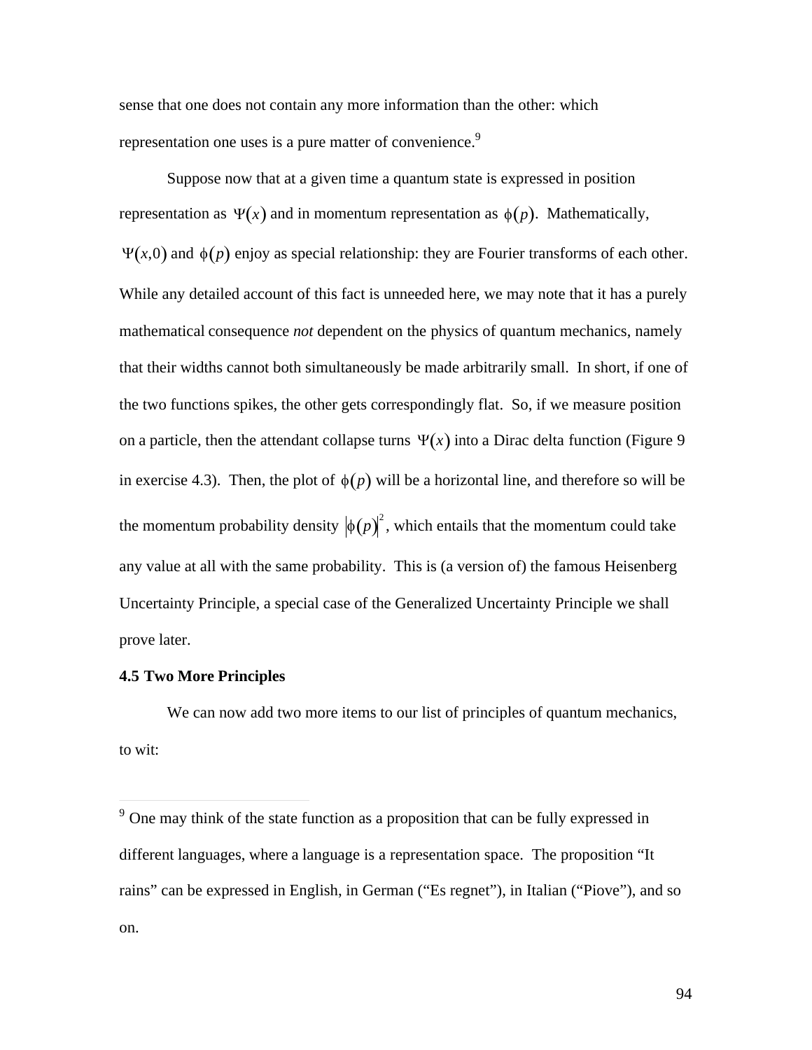sense that one does not contain any more information than the other: which representation one uses is a pure matter of convenience.[9]

Suppose now that at a given time a quantum state is expressed in position representation as $\Psi(x)$ and in momentum representation as $\phi(p)$. Mathematically, $\Psi(x,0)$ and $\phi(p)$ enjoy as special relationship: they are Fourier transforms of each other. While any detailed account of this fact is unneeded here, we may note that it has a purely mathematical consequence *not* dependent on the physics of quantum mechanics, namely that their widths cannot both simultaneously be made arbitrarily small. In short, if one of the two functions spikes, the other gets correspondingly flat. So, if we measure position on a particle, then the attendant collapse turns $\Psi(x)$ into a Dirac delta function (Figure 9 in exercise 4.3). Then, the plot of $\phi(p)$ will be a horizontal line, and therefore so will be the momentum probability density $|\phi(p)|^2$, which entails that the momentum could take any value at all with the same probability. This is (a version of) the famous Heisenberg Uncertainty Principle, a special case of the Generalized Uncertainty Principle we shall prove later.

### 4.5 Two More Principles

We can now add two more items to our list of principles of quantum mechanics, to wit:

---

[9] One may think of the state function as a proposition that can be fully expressed in different languages, where a language is a representation space. The proposition "It rains" can be expressed in English, in German ("Es regnet"), in Italian ("Piove"), and so on.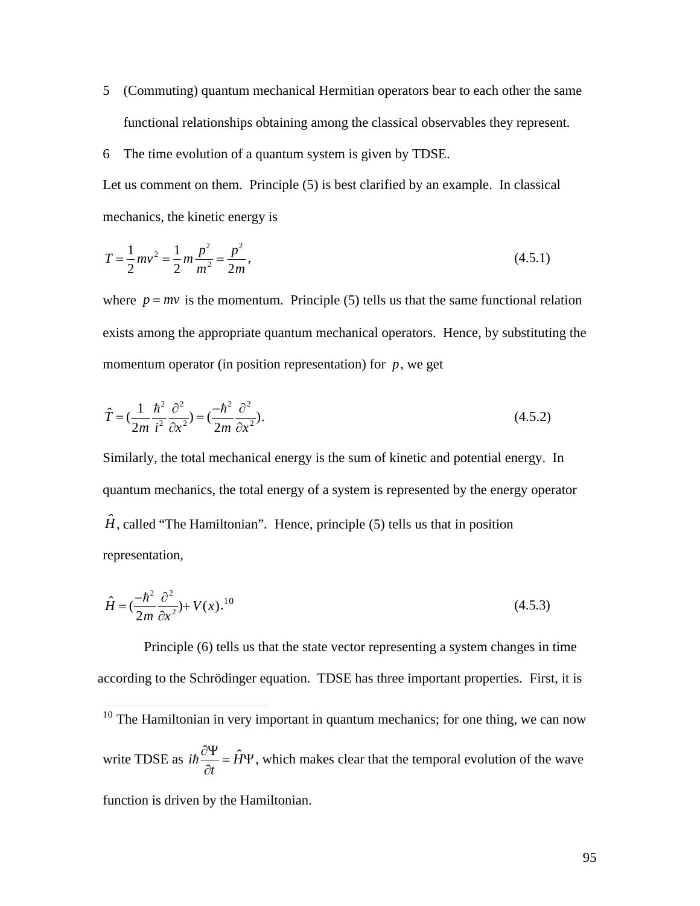5 (Commuting) quantum mechanical Hermitian operators bear to each other the same functional relationships obtaining among the classical observables they represent.

6 The time evolution of a quantum system is given by TDSE.

Let us comment on them. Principle (5) is best clarified by an example. In classical mechanics, the kinetic energy is

$$T = \frac{1}{2}mv^2 = \frac{1}{2}m\frac{p^2}{m^2} = \frac{p^2}{2m}, \tag{4.5.1}$$

where $p = mv$ is the momentum. Principle (5) tells us that the same functional relation exists among the appropriate quantum mechanical operators. Hence, by substituting the momentum operator (in position representation) for $p$, we get

$$\hat{T} = (\frac{1}{2m}\frac{\hbar^2}{i^2}\frac{\partial^2}{\partial x^2}) = (\frac{-\hbar^2}{2m}\frac{\partial^2}{\partial x^2}). \tag{4.5.2}$$

Similarly, the total mechanical energy is the sum of kinetic and potential energy. In quantum mechanics, the total energy of a system is represented by the energy operator $\hat{H}$, called "The Hamiltonian". Hence, principle (5) tells us that in position representation,

$$\hat{H} = (\frac{-\hbar^2}{2m}\frac{\partial^2}{\partial x^2}) + V(x).\text{[10]} \tag{4.5.3}$$

Principle (6) tells us that the state vector representing a system changes in time according to the Schrödinger equation. TDSE has three important properties. First, it is

---

[10] The Hamiltonian in very important in quantum mechanics; for one thing, we can now write TDSE as $i\hbar\frac{\partial \Psi}{\partial t} = \hat{H}\Psi$, which makes clear that the temporal evolution of the wave function is driven by the Hamiltonian.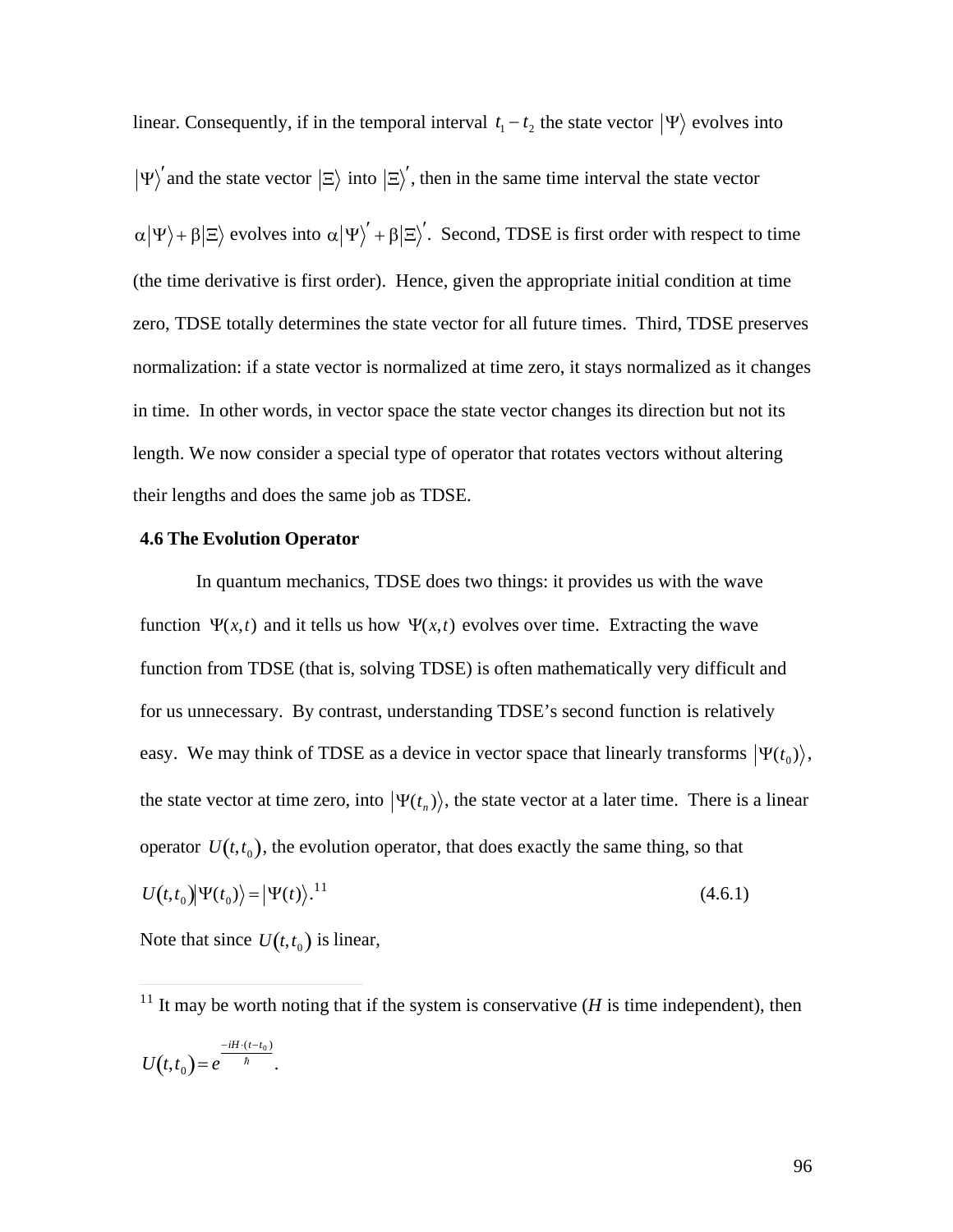linear. Consequently, if in the temporal interval $t_1 - t_2$ the state vector $|\Psi\rangle$ evolves into $|\Psi\rangle'$ and the state vector $|\Xi\rangle$ into $|\Xi\rangle'$, then in the same time interval the state vector $\alpha|\Psi\rangle + \beta|\Xi\rangle$ evolves into $\alpha|\Psi\rangle' + \beta|\Xi\rangle'$. Second, TDSE is first order with respect to time (the time derivative is first order). Hence, given the appropriate initial condition at time zero, TDSE totally determines the state vector for all future times. Third, TDSE preserves normalization: if a state vector is normalized at time zero, it stays normalized as it changes in time. In other words, in vector space the state vector changes its direction but not its length. We now consider a special type of operator that rotates vectors without altering their lengths and does the same job as TDSE.

### 4.6 The Evolution Operator

In quantum mechanics, TDSE does two things: it provides us with the wave function $\Psi(x,t)$ and it tells us how $\Psi(x,t)$ evolves over time. Extracting the wave function from TDSE (that is, solving TDSE) is often mathematically very difficult and for us unnecessary. By contrast, understanding TDSE's second function is relatively easy. We may think of TDSE as a device in vector space that linearly transforms $|\Psi(t_0)\rangle$, the state vector at time zero, into $|\Psi(t_n)\rangle$, the state vector at a later time. There is a linear operator $U(t,t_0)$, the evolution operator, that does exactly the same thing, so that

$$U(t,t_0)|\Psi(t_0)\rangle = |\Psi(t)\rangle.^{11} \tag{4.6.1}$$

Note that since $U(t,t_0)$ is linear,

---

[11] It may be worth noting that if the system is conservative ($H$ is time independent), then $U(t,t_0) = e^{\frac{-iH\cdot(t-t_0)}{\hbar}}$.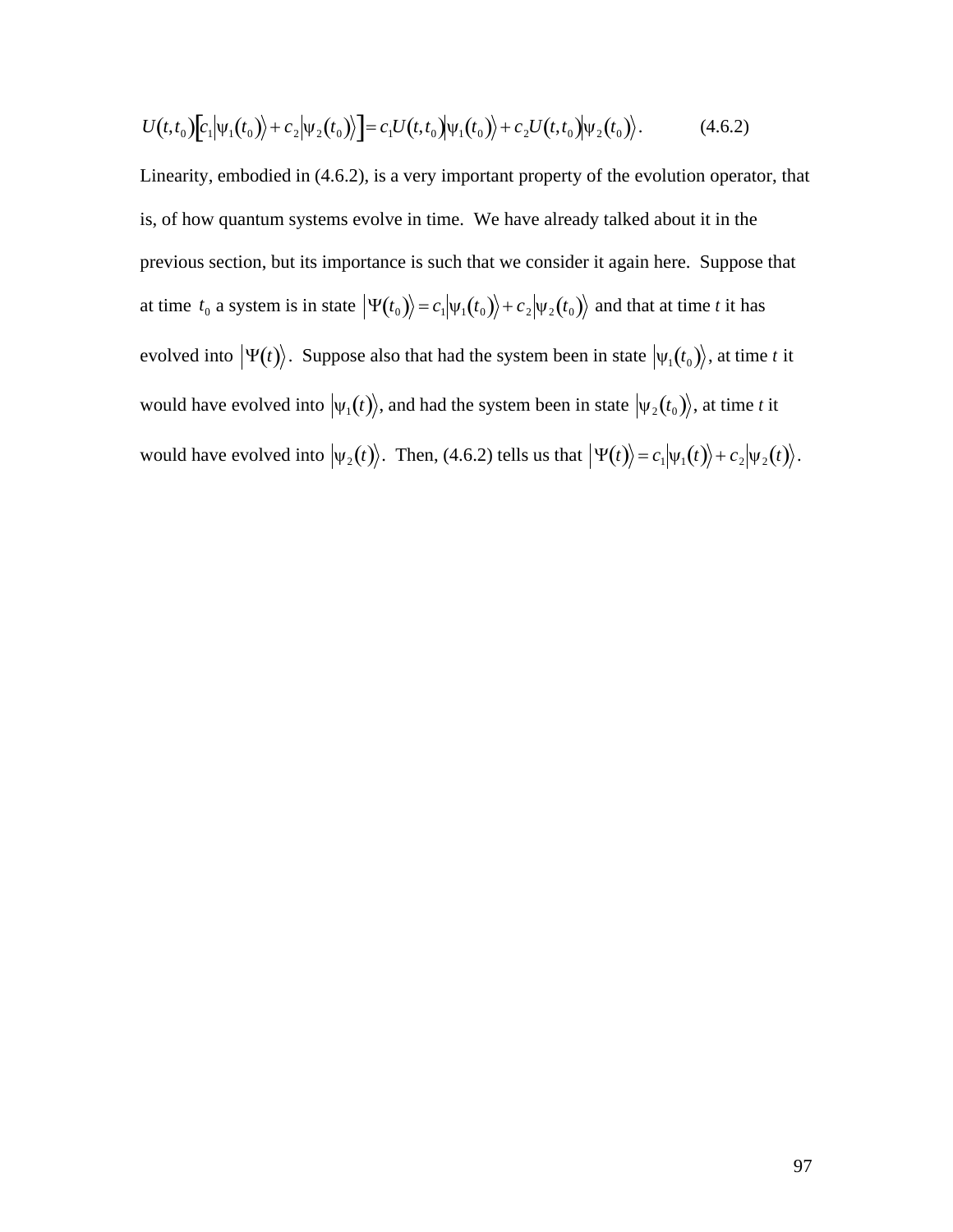$$U(t,t_0)\left[c_1|\psi_1(t_0)\rangle + c_2|\psi_2(t_0)\rangle\right] = c_1 U(t,t_0)|\psi_1(t_0)\rangle + c_2 U(t,t_0)|\psi_2(t_0)\rangle. \qquad (4.6.2)$$

Linearity, embodied in (4.6.2), is a very important property of the evolution operator, that is, of how quantum systems evolve in time. We have already talked about it in the previous section, but its importance is such that we consider it again here. Suppose that at time $t_0$ a system is in state $|\Psi(t_0)\rangle = c_1|\psi_1(t_0)\rangle + c_2|\psi_2(t_0)\rangle$ and that at time *t* it has evolved into $|\Psi(t)\rangle$. Suppose also that had the system been in state $|\psi_1(t_0)\rangle$, at time *t* it would have evolved into $|\psi_1(t)\rangle$, and had the system been in state $|\psi_2(t_0)\rangle$, at time *t* it would have evolved into $|\psi_2(t)\rangle$. Then, (4.6.2) tells us that $|\Psi(t)\rangle = c_1|\psi_1(t)\rangle + c_2|\psi_2(t)\rangle$.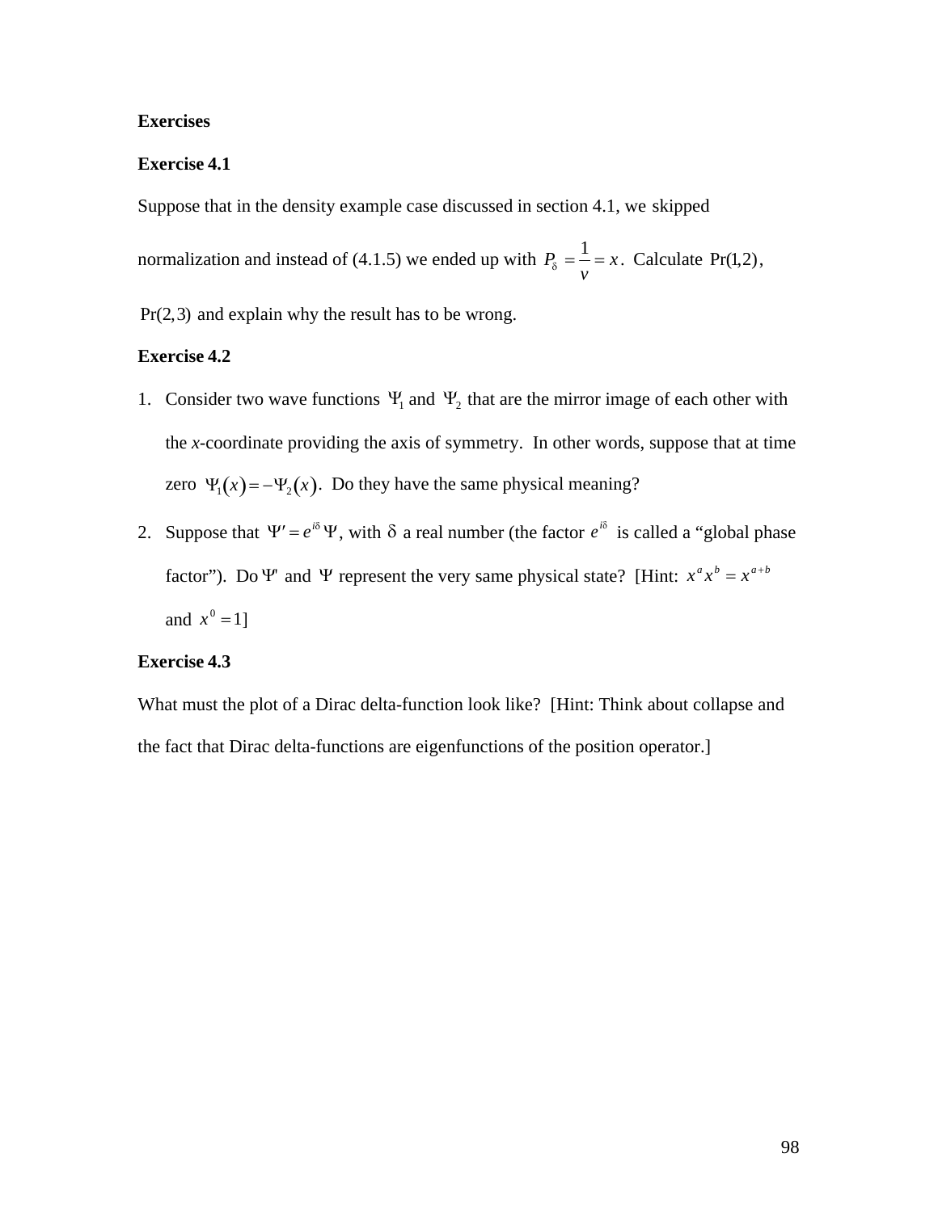**Exercises**

**Exercise 4.1**

Suppose that in the density example case discussed in section 4.1, we skipped normalization and instead of (4.1.5) we ended up with $P_\delta = \frac{1}{v} = x$. Calculate $\Pr(1,2)$, $\Pr(2,3)$ and explain why the result has to be wrong.

**Exercise 4.2**

1. Consider two wave functions $\Psi_1$ and $\Psi_2$ that are the mirror image of each other with the *x*-coordinate providing the axis of symmetry. In other words, suppose that at time zero $\Psi_1(x) = -\Psi_2(x)$. Do they have the same physical meaning?
2. Suppose that $\Psi' = e^{i\delta}\Psi$, with $\delta$ a real number (the factor $e^{i\delta}$ is called a "global phase factor"). Do $\Psi'$ and $\Psi$ represent the very same physical state? [Hint: $x^a x^b = x^{a+b}$ and $x^0 = 1$]

**Exercise 4.3**

What must the plot of a Dirac delta-function look like? [Hint: Think about collapse and the fact that Dirac delta-functions are eigenfunctions of the position operator.]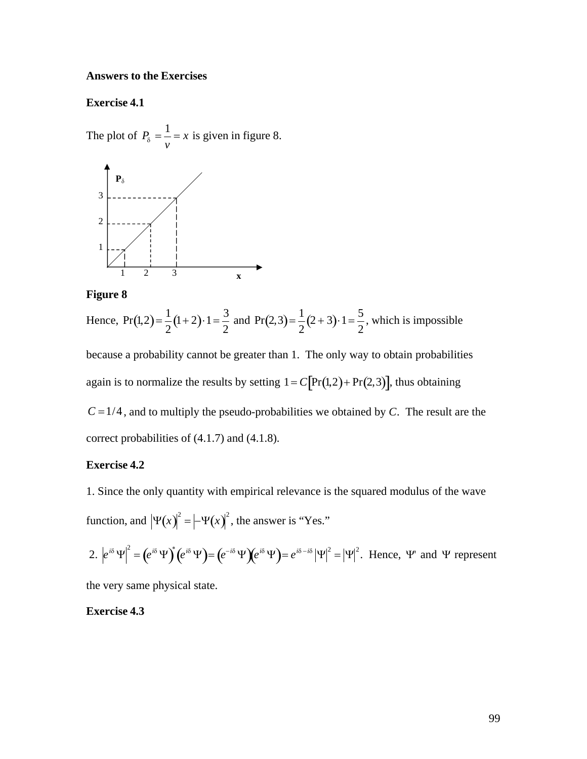**Answers to the Exercises**

**Exercise 4.1**

The plot of $P_\delta = \frac{1}{v} = x$ is given in figure 8.

**Figure 8**

Hence, $\Pr(1,2) = \frac{1}{2}(1+2)\cdot 1 = \frac{3}{2}$ and $\Pr(2,3) = \frac{1}{2}(2+3)\cdot 1 = \frac{5}{2}$, which is impossible because a probability cannot be greater than 1. The only way to obtain probabilities again is to normalize the results by setting $1 = C[\Pr(1,2) + \Pr(2,3)]$, thus obtaining $C = 1/4$, and to multiply the pseudo-probabilities we obtained by *C*. The result are the correct probabilities of (4.1.7) and (4.1.8).

**Exercise 4.2**

1. Since the only quantity with empirical relevance is the squared modulus of the wave function, and $|\Psi(x)|^2 = |-\Psi(x)|^2$, the answer is "Yes."

2. $\left|e^{i\delta}\Psi\right|^2 = \left(e^{i\delta}\Psi\right)^*\left(e^{i\delta}\Psi\right) = \left(e^{-i\delta}\Psi\right)\left(e^{i\delta}\Psi\right) = e^{i\delta - i\delta}|\Psi|^2 = |\Psi|^2$. Hence, $\Psi'$ and $\Psi$ represent the very same physical state.

**Exercise 4.3**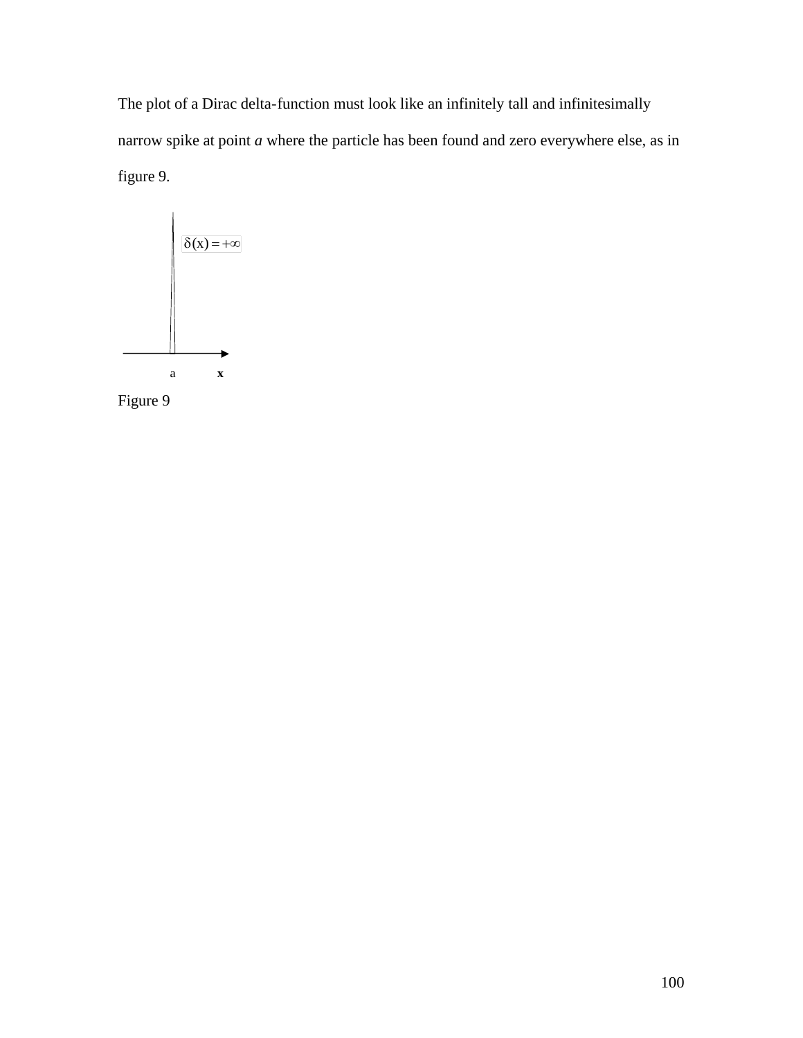The plot of a Dirac delta-function must look like an infinitely tall and infinitesimally narrow spike at point *a* where the particle has been found and zero everywhere else, as in figure 9.

$\delta(x) = +\infty$

a

x

Figure 9